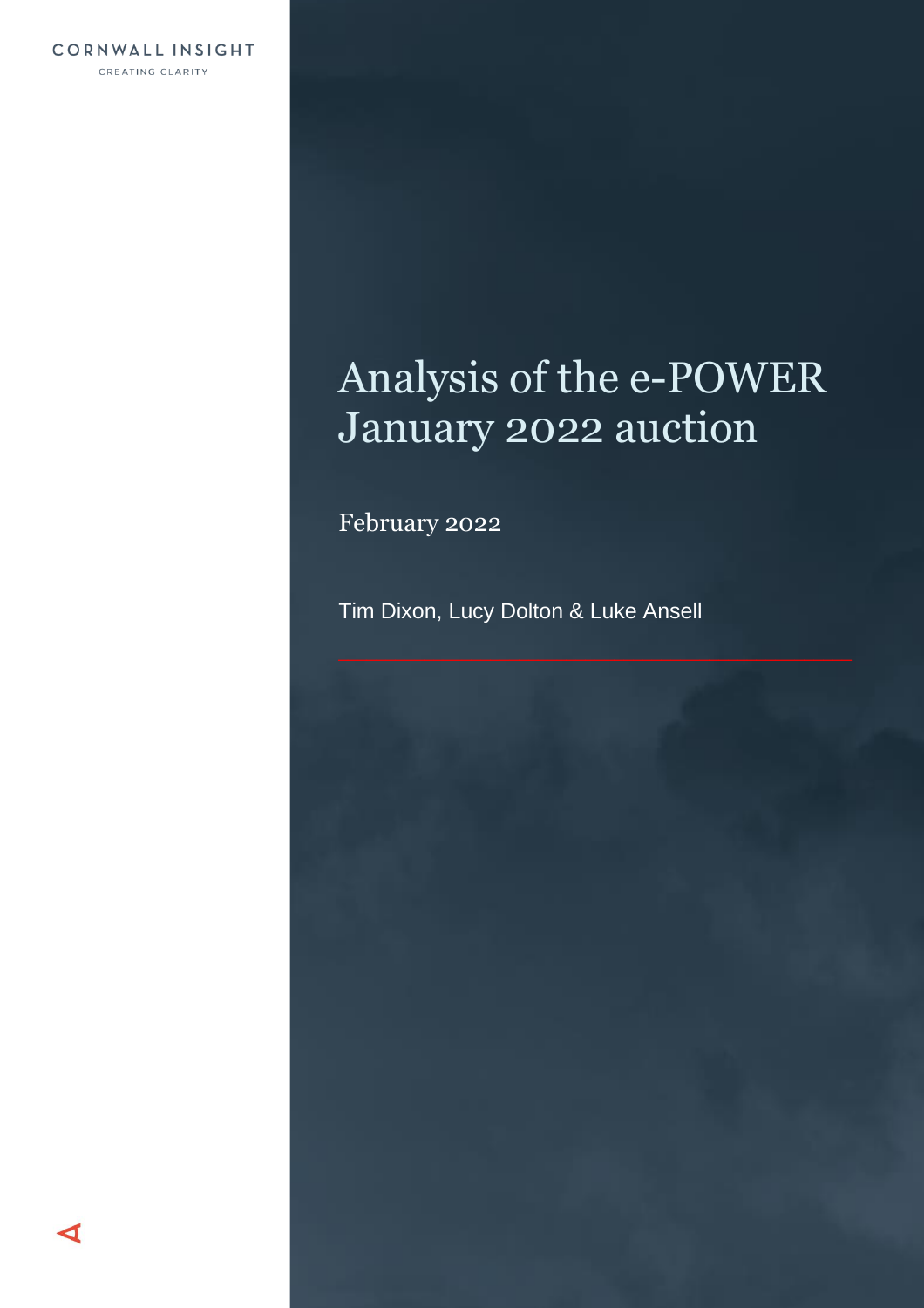CORNWALL INSIGHT

CREATING CLARITY

# Analysis of the e-POWER January 2022 auction

February 2022

Tim Dixon, Lucy Dolton & Luke Ansell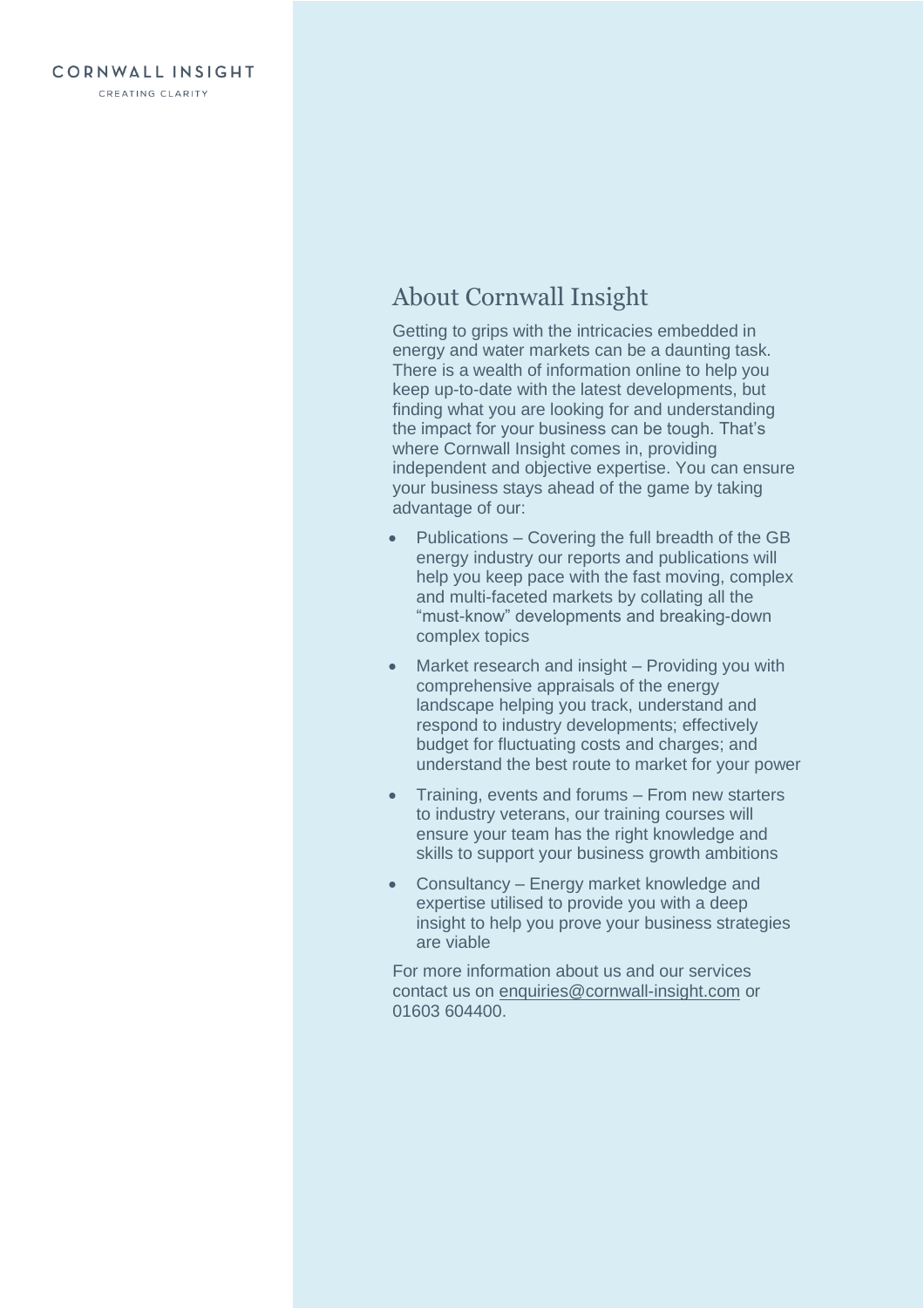CORNWALL INSIGHT

CREATING CLARITY

## About Cornwall Insight

Getting to grips with the intricacies embedded in energy and water markets can be a daunting task. There is a wealth of information online to help you keep up-to-date with the latest developments, but finding what you are looking for and understanding the impact for your business can be tough. That's where Cornwall Insight comes in, providing independent and objective expertise. You can ensure your business stays ahead of the game by taking advantage of our:

- Publications – Covering the full breadth of the GB energy industry our reports and publications will help you keep pace with the fast moving, complex and multi-faceted markets by collating all the "must-know" developments and breaking-down complex topics
- Market research and insight – Providing you with comprehensive appraisals of the energy landscape helping you track, understand and respond to industry developments; effectively budget for fluctuating costs and charges; and understand the best route to market for your power
- Training, events and forums – From new starters to industry veterans, our training courses will ensure your team has the right knowledge and skills to support your business growth ambitions
- Consultancy – Energy market knowledge and expertise utilised to provide you with a deep insight to help you prove your business strategies are viable

For more information about us and our services contact us on enquiries@cornwall-insight.com or 01603 604400.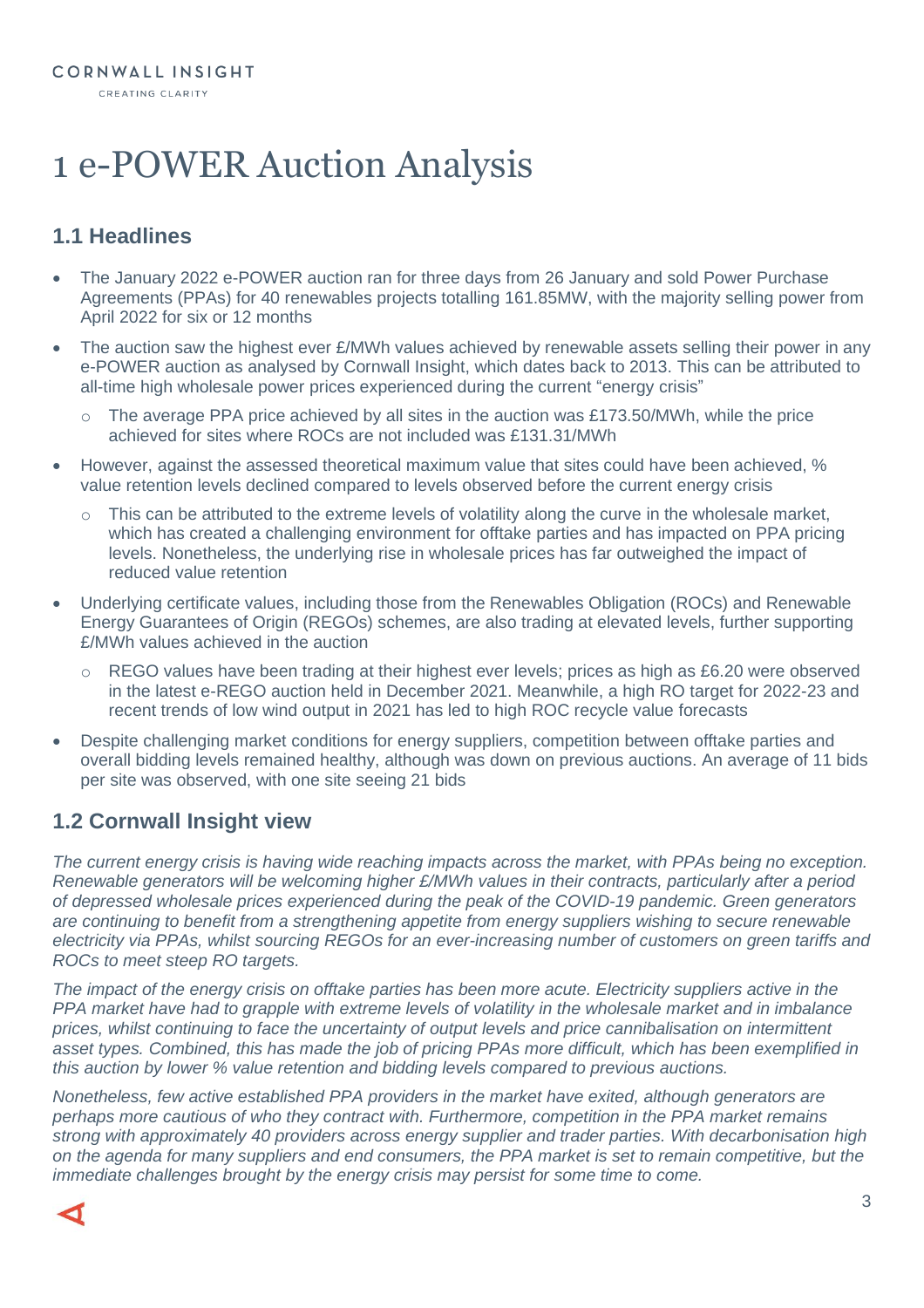# 1 e-POWER Auction Analysis

## 1.1 Headlines

- The January 2022 e-POWER auction ran for three days from 26 January and sold Power Purchase Agreements (PPAs) for 40 renewables projects totalling 161.85MW, with the majority selling power from April 2022 for six or 12 months
- The auction saw the highest ever £/MWh values achieved by renewable assets selling their power in any e-POWER auction as analysed by Cornwall Insight, which dates back to 2013. This can be attributed to all-time high wholesale power prices experienced during the current "energy crisis"
  - The average PPA price achieved by all sites in the auction was £173.50/MWh, while the price achieved for sites where ROCs are not included was £131.31/MWh
- However, against the assessed theoretical maximum value that sites could have been achieved, % value retention levels declined compared to levels observed before the current energy crisis
  - This can be attributed to the extreme levels of volatility along the curve in the wholesale market, which has created a challenging environment for offtake parties and has impacted on PPA pricing levels. Nonetheless, the underlying rise in wholesale prices has far outweighed the impact of reduced value retention
- Underlying certificate values, including those from the Renewables Obligation (ROCs) and Renewable Energy Guarantees of Origin (REGOs) schemes, are also trading at elevated levels, further supporting £/MWh values achieved in the auction
  - REGO values have been trading at their highest ever levels; prices as high as £6.20 were observed in the latest e-REGO auction held in December 2021. Meanwhile, a high RO target for 2022-23 and recent trends of low wind output in 2021 has led to high ROC recycle value forecasts
- Despite challenging market conditions for energy suppliers, competition between offtake parties and overall bidding levels remained healthy, although was down on previous auctions. An average of 11 bids per site was observed, with one site seeing 21 bids

## 1.2 Cornwall Insight view

*The current energy crisis is having wide reaching impacts across the market, with PPAs being no exception. Renewable generators will be welcoming higher £/MWh values in their contracts, particularly after a period of depressed wholesale prices experienced during the peak of the COVID-19 pandemic. Green generators are continuing to benefit from a strengthening appetite from energy suppliers wishing to secure renewable electricity via PPAs, whilst sourcing REGOs for an ever-increasing number of customers on green tariffs and ROCs to meet steep RO targets.*

*The impact of the energy crisis on offtake parties has been more acute. Electricity suppliers active in the PPA market have had to grapple with extreme levels of volatility in the wholesale market and in imbalance prices, whilst continuing to face the uncertainty of output levels and price cannibalisation on intermittent asset types. Combined, this has made the job of pricing PPAs more difficult, which has been exemplified in this auction by lower % value retention and bidding levels compared to previous auctions.*

*Nonetheless, few active established PPA providers in the market have exited, although generators are perhaps more cautious of who they contract with. Furthermore, competition in the PPA market remains strong with approximately 40 providers across energy supplier and trader parties. With decarbonisation high on the agenda for many suppliers and end consumers, the PPA market is set to remain competitive, but the immediate challenges brought by the energy crisis may persist for some time to come.*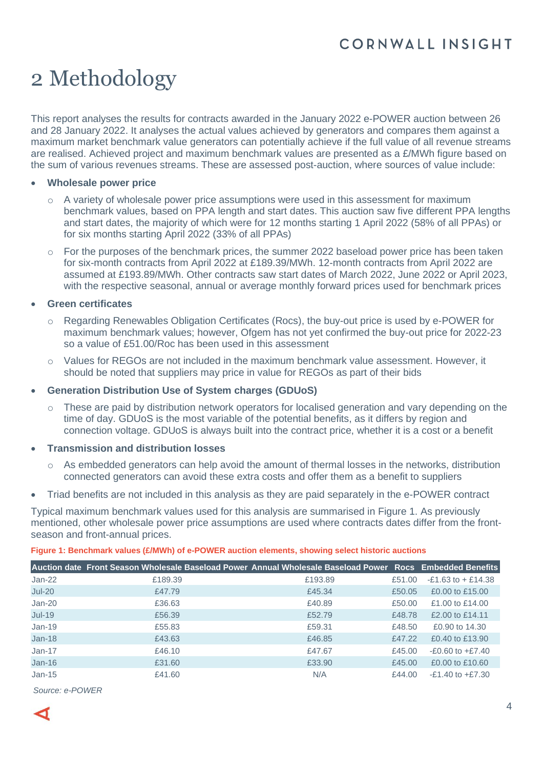# 2 Methodology

This report analyses the results for contracts awarded in the January 2022 e-POWER auction between 26 and 28 January 2022. It analyses the actual values achieved by generators and compares them against a maximum market benchmark value generators can potentially achieve if the full value of all revenue streams are realised. Achieved project and maximum benchmark values are presented as a £/MWh figure based on the sum of various revenues streams. These are assessed post-auction, where sources of value include:

- **Wholesale power price**
  - A variety of wholesale power price assumptions were used in this assessment for maximum benchmark values, based on PPA length and start dates. This auction saw five different PPA lengths and start dates, the majority of which were for 12 months starting 1 April 2022 (58% of all PPAs) or for six months starting April 2022 (33% of all PPAs)
  - For the purposes of the benchmark prices, the summer 2022 baseload power price has been taken for six-month contracts from April 2022 at £189.39/MWh. 12-month contracts from April 2022 are assumed at £193.89/MWh. Other contracts saw start dates of March 2022, June 2022 or April 2023, with the respective seasonal, annual or average monthly forward prices used for benchmark prices
- **Green certificates**
  - Regarding Renewables Obligation Certificates (Rocs), the buy-out price is used by e-POWER for maximum benchmark values; however, Ofgem has not yet confirmed the buy-out price for 2022-23 so a value of £51.00/Roc has been used in this assessment
  - Values for REGOs are not included in the maximum benchmark value assessment. However, it should be noted that suppliers may price in value for REGOs as part of their bids
- **Generation Distribution Use of System charges (GDUoS)**
  - These are paid by distribution network operators for localised generation and vary depending on the time of day. GDUoS is the most variable of the potential benefits, as it differs by region and connection voltage. GDUoS is always built into the contract price, whether it is a cost or a benefit
- **Transmission and distribution losses**
  - As embedded generators can help avoid the amount of thermal losses in the networks, distribution connected generators can avoid these extra costs and offer them as a benefit to suppliers
- Triad benefits are not included in this analysis as they are paid separately in the e-POWER contract

Typical maximum benchmark values used for this analysis are summarised in Figure 1. As previously mentioned, other wholesale power price assumptions are used where contracts dates differ from the front-season and front-annual prices.

**Figure 1: Benchmark values (£/MWh) of e-POWER auction elements, showing select historic auctions**

| Auction date | Front Season Wholesale Baseload Power | Annual Wholesale Baseload Power | Rocs | Embedded Benefits |
|---|---|---|---|---|
| Jan-22 | £189.39 | £193.89 | £51.00 | -£1.63 to + £14.38 |
| Jul-20 | £47.79 | £45.34 | £50.05 | £0.00 to £15.00 |
| Jan-20 | £36.63 | £40.89 | £50.00 | £1.00 to £14.00 |
| Jul-19 | £56.39 | £52.79 | £48.78 | £2.00 to £14.11 |
| Jan-19 | £55.83 | £59.31 | £48.50 | £0.90 to 14.30 |
| Jan-18 | £43.63 | £46.85 | £47.22 | £0.40 to £13.90 |
| Jan-17 | £46.10 | £47.67 | £45.00 | -£0.60 to +£7.40 |
| Jan-16 | £31.60 | £33.90 | £45.00 | £0.00 to £10.60 |
| Jan-15 | £41.60 | N/A | £44.00 | -£1.40 to +£7.30 |

*Source: e-POWER*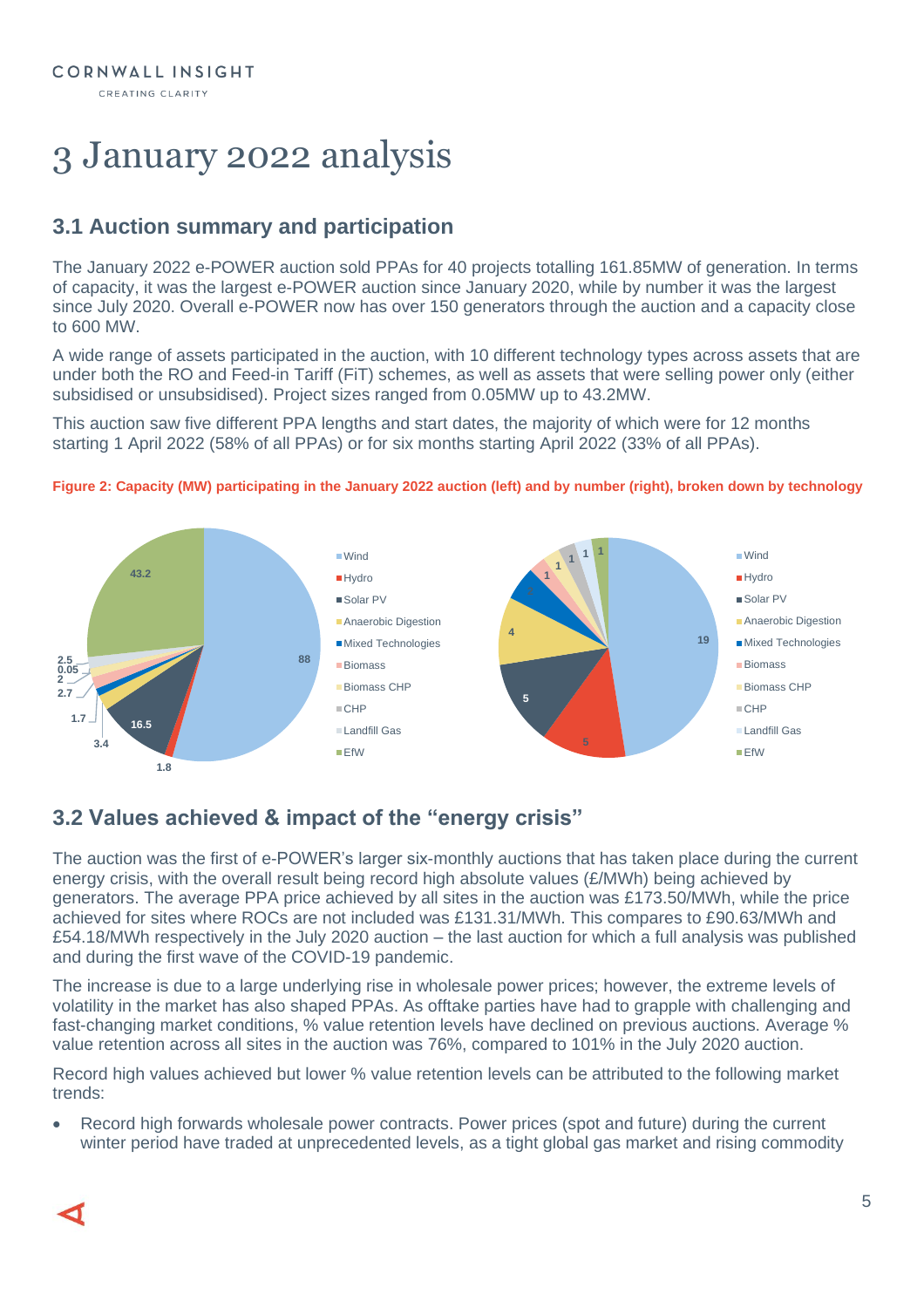# 3 January 2022 analysis

## 3.1 Auction summary and participation

The January 2022 e-POWER auction sold PPAs for 40 projects totalling 161.85MW of generation. In terms of capacity, it was the largest e-POWER auction since January 2020, while by number it was the largest since July 2020. Overall e-POWER now has over 150 generators through the auction and a capacity close to 600 MW.

A wide range of assets participated in the auction, with 10 different technology types across assets that are under both the RO and Feed-in Tariff (FiT) schemes, as well as assets that were selling power only (either subsidised or unsubsidised). Project sizes ranged from 0.05MW up to 43.2MW.

This auction saw five different PPA lengths and start dates, the majority of which were for 12 months starting 1 April 2022 (58% of all PPAs) or for six months starting April 2022 (33% of all PPAs).

**Figure 2: Capacity (MW) participating in the January 2022 auction (left) and by number (right), broken down by technology**

## 3.2 Values achieved & impact of the "energy crisis"

The auction was the first of e-POWER's larger six-monthly auctions that has taken place during the current energy crisis, with the overall result being record high absolute values (£/MWh) being achieved by generators. The average PPA price achieved by all sites in the auction was £173.50/MWh, while the price achieved for sites where ROCs are not included was £131.31/MWh. This compares to £90.63/MWh and £54.18/MWh respectively in the July 2020 auction – the last auction for which a full analysis was published and during the first wave of the COVID-19 pandemic.

The increase is due to a large underlying rise in wholesale power prices; however, the extreme levels of volatility in the market has also shaped PPAs. As offtake parties have had to grapple with challenging and fast-changing market conditions, % value retention levels have declined on previous auctions. Average % value retention across all sites in the auction was 76%, compared to 101% in the July 2020 auction.

Record high values achieved but lower % value retention levels can be attributed to the following market trends:

- Record high forwards wholesale power contracts. Power prices (spot and future) during the current winter period have traded at unprecedented levels, as a tight global gas market and rising commodity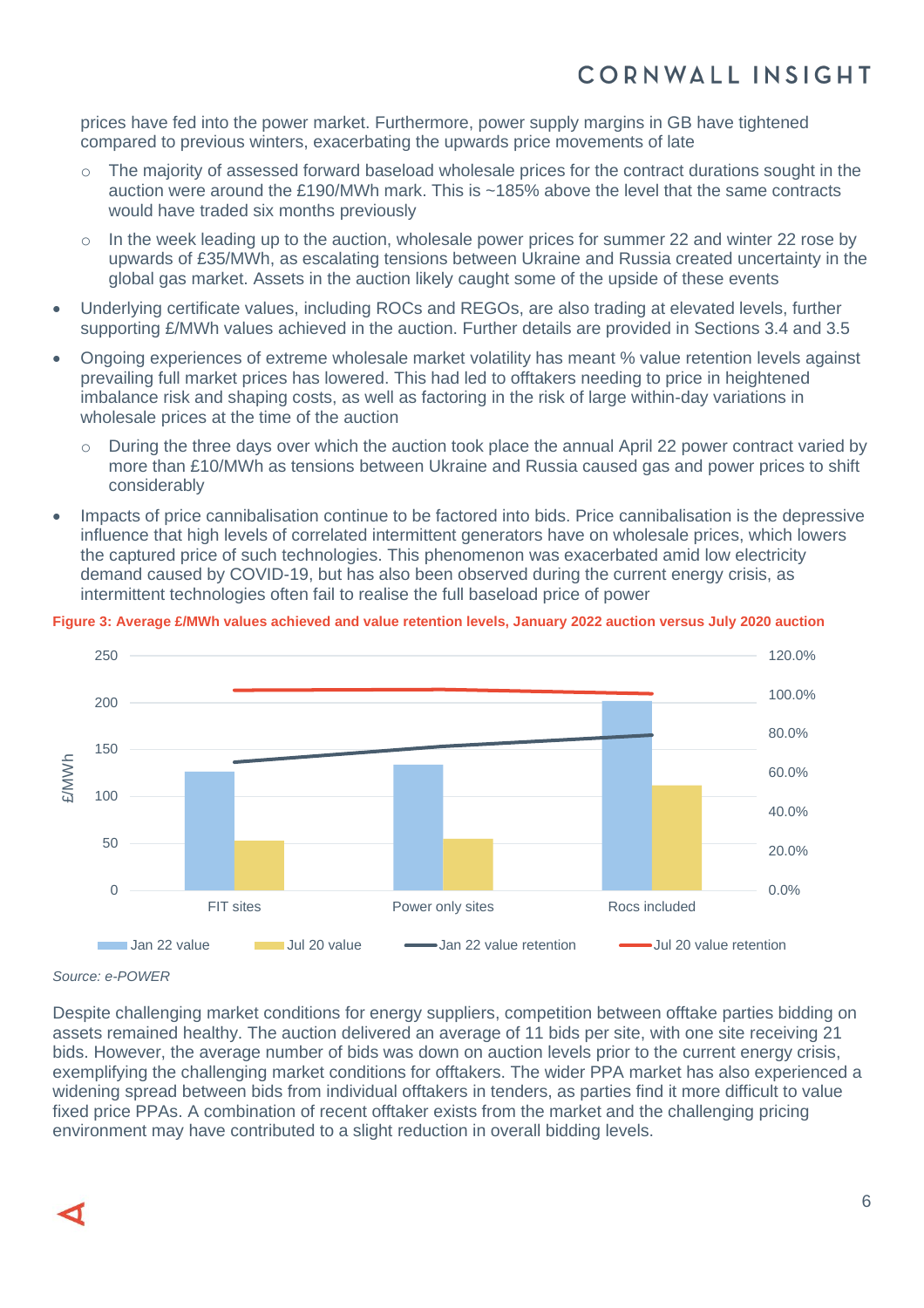prices have fed into the power market. Furthermore, power supply margins in GB have tightened compared to previous winters, exacerbating the upwards price movements of late

  - The majority of assessed forward baseload wholesale prices for the contract durations sought in the auction were around the £190/MWh mark. This is ~185% above the level that the same contracts would have traded six months previously
  - In the week leading up to the auction, wholesale power prices for summer 22 and winter 22 rose by upwards of £35/MWh, as escalating tensions between Ukraine and Russia created uncertainty in the global gas market. Assets in the auction likely caught some of the upside of these events

- Underlying certificate values, including ROCs and REGOs, are also trading at elevated levels, further supporting £/MWh values achieved in the auction. Further details are provided in Sections 3.4 and 3.5
- Ongoing experiences of extreme wholesale market volatility has meant % value retention levels against prevailing full market prices has lowered. This had led to offtakers needing to price in heightened imbalance risk and shaping costs, as well as factoring in the risk of large within-day variations in wholesale prices at the time of the auction
  - During the three days over which the auction took place the annual April 22 power contract varied by more than £10/MWh as tensions between Ukraine and Russia caused gas and power prices to shift considerably
- Impacts of price cannibalisation continue to be factored into bids. Price cannibalisation is the depressive influence that high levels of correlated intermittent generators have on wholesale prices, which lowers the captured price of such technologies. This phenomenon was exacerbated amid low electricity demand caused by COVID-19, but has also been observed during the current energy crisis, as intermittent technologies often fail to realise the full baseload price of power

**Figure 3: Average £/MWh values achieved and value retention levels, January 2022 auction versus July 2020 auction**

*Source: e-POWER*

Despite challenging market conditions for energy suppliers, competition between offtake parties bidding on assets remained healthy. The auction delivered an average of 11 bids per site, with one site receiving 21 bids. However, the average number of bids was down on auction levels prior to the current energy crisis, exemplifying the challenging market conditions for offtakers. The wider PPA market has also experienced a widening spread between bids from individual offtakers in tenders, as parties find it more difficult to value fixed price PPAs. A combination of recent offtaker exists from the market and the challenging pricing environment may have contributed to a slight reduction in overall bidding levels.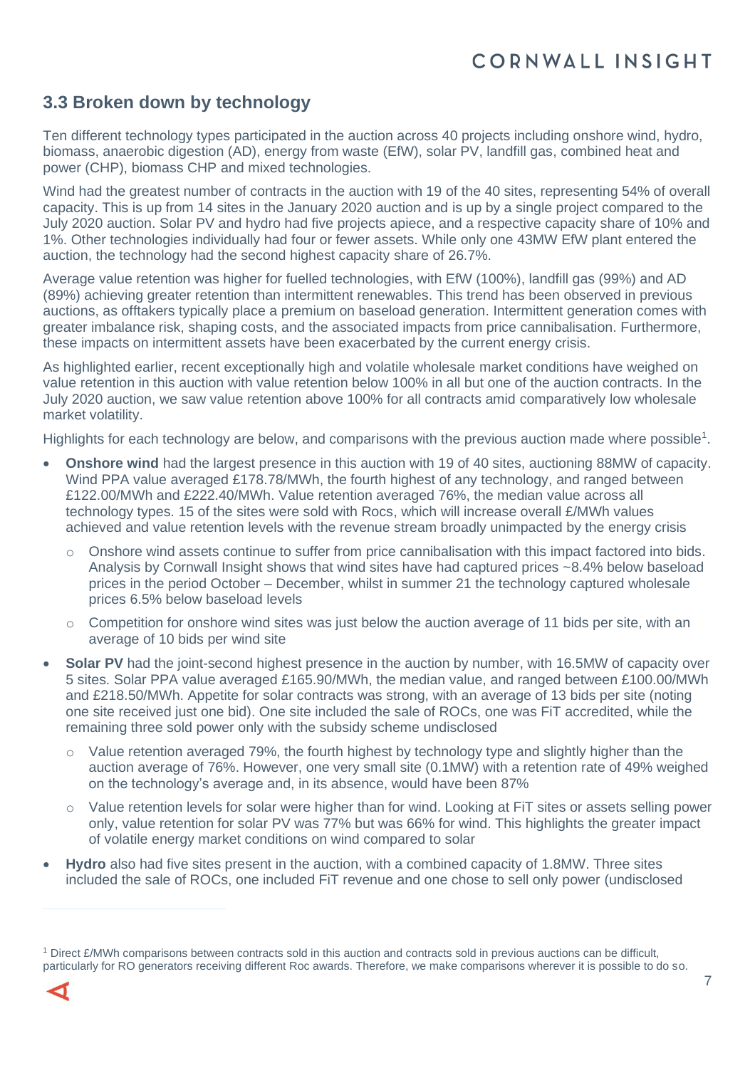## 3.3 Broken down by technology

Ten different technology types participated in the auction across 40 projects including onshore wind, hydro, biomass, anaerobic digestion (AD), energy from waste (EfW), solar PV, landfill gas, combined heat and power (CHP), biomass CHP and mixed technologies.

Wind had the greatest number of contracts in the auction with 19 of the 40 sites, representing 54% of overall capacity. This is up from 14 sites in the January 2020 auction and is up by a single project compared to the July 2020 auction. Solar PV and hydro had five projects apiece, and a respective capacity share of 10% and 1%. Other technologies individually had four or fewer assets. While only one 43MW EfW plant entered the auction, the technology had the second highest capacity share of 26.7%.

Average value retention was higher for fuelled technologies, with EfW (100%), landfill gas (99%) and AD (89%) achieving greater retention than intermittent renewables. This trend has been observed in previous auctions, as offtakers typically place a premium on baseload generation. Intermittent generation comes with greater imbalance risk, shaping costs, and the associated impacts from price cannibalisation. Furthermore, these impacts on intermittent assets have been exacerbated by the current energy crisis.

As highlighted earlier, recent exceptionally high and volatile wholesale market conditions have weighed on value retention in this auction with value retention below 100% in all but one of the auction contracts. In the July 2020 auction, we saw value retention above 100% for all contracts amid comparatively low wholesale market volatility.

Highlights for each technology are below, and comparisons with the previous auction made where possible[1].

- **Onshore wind** had the largest presence in this auction with 19 of 40 sites, auctioning 88MW of capacity. Wind PPA value averaged £178.78/MWh, the fourth highest of any technology, and ranged between £122.00/MWh and £222.40/MWh. Value retention averaged 76%, the median value across all technology types. 15 of the sites were sold with Rocs, which will increase overall £/MWh values achieved and value retention levels with the revenue stream broadly unimpacted by the energy crisis
  - Onshore wind assets continue to suffer from price cannibalisation with this impact factored into bids. Analysis by Cornwall Insight shows that wind sites have had captured prices ~8.4% below baseload prices in the period October – December, whilst in summer 21 the technology captured wholesale prices 6.5% below baseload levels
  - Competition for onshore wind sites was just below the auction average of 11 bids per site, with an average of 10 bids per wind site
- **Solar PV** had the joint-second highest presence in the auction by number, with 16.5MW of capacity over 5 sites. Solar PPA value averaged £165.90/MWh, the median value, and ranged between £100.00/MWh and £218.50/MWh. Appetite for solar contracts was strong, with an average of 13 bids per site (noting one site received just one bid). One site included the sale of ROCs, one was FiT accredited, while the remaining three sold power only with the subsidy scheme undisclosed
  - Value retention averaged 79%, the fourth highest by technology type and slightly higher than the auction average of 76%. However, one very small site (0.1MW) with a retention rate of 49% weighed on the technology's average and, in its absence, would have been 87%
  - Value retention levels for solar were higher than for wind. Looking at FiT sites or assets selling power only, value retention for solar PV was 77% but was 66% for wind. This highlights the greater impact of volatile energy market conditions on wind compared to solar
- **Hydro** also had five sites present in the auction, with a combined capacity of 1.8MW. Three sites included the sale of ROCs, one included FiT revenue and one chose to sell only power (undisclosed

[1] Direct £/MWh comparisons between contracts sold in this auction and contracts sold in previous auctions can be difficult, particularly for RO generators receiving different Roc awards. Therefore, we make comparisons wherever it is possible to do so.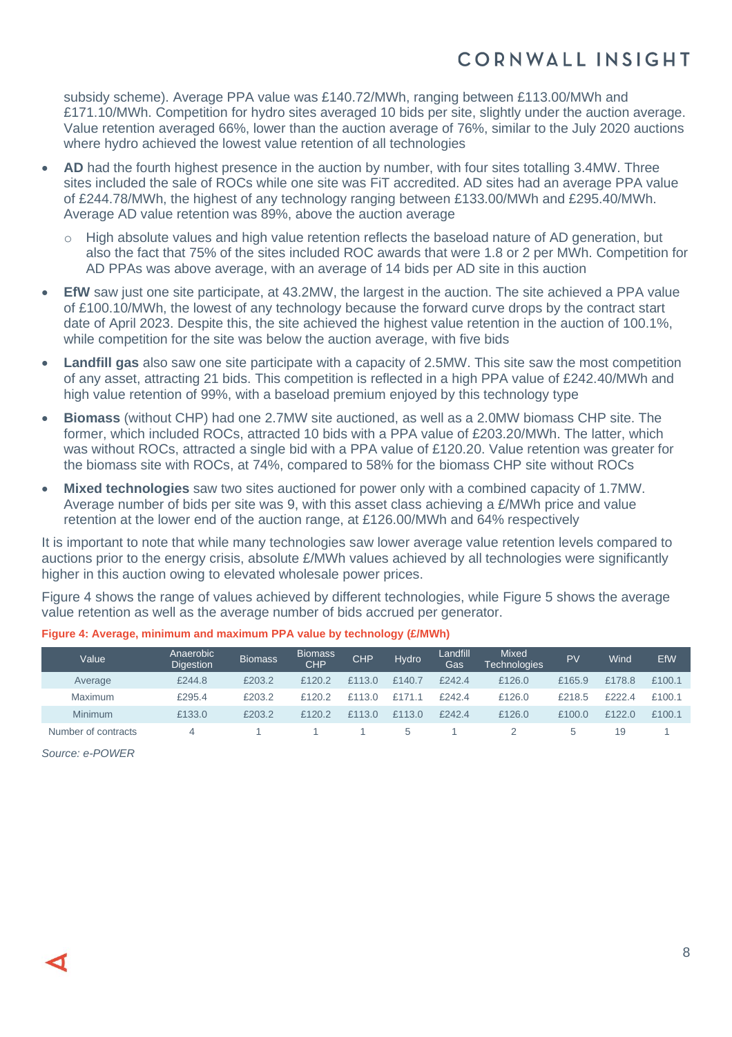subsidy scheme). Average PPA value was £140.72/MWh, ranging between £113.00/MWh and £171.10/MWh. Competition for hydro sites averaged 10 bids per site, slightly under the auction average. Value retention averaged 66%, lower than the auction average of 76%, similar to the July 2020 auctions where hydro achieved the lowest value retention of all technologies

- **AD** had the fourth highest presence in the auction by number, with four sites totalling 3.4MW. Three sites included the sale of ROCs while one site was FiT accredited. AD sites had an average PPA value of £244.78/MWh, the highest of any technology ranging between £133.00/MWh and £295.40/MWh. Average AD value retention was 89%, above the auction average
  - High absolute values and high value retention reflects the baseload nature of AD generation, but also the fact that 75% of the sites included ROC awards that were 1.8 or 2 per MWh. Competition for AD PPAs was above average, with an average of 14 bids per AD site in this auction
- **EfW** saw just one site participate, at 43.2MW, the largest in the auction. The site achieved a PPA value of £100.10/MWh, the lowest of any technology because the forward curve drops by the contract start date of April 2023. Despite this, the site achieved the highest value retention in the auction of 100.1%, while competition for the site was below the auction average, with five bids
- **Landfill gas** also saw one site participate with a capacity of 2.5MW. This site saw the most competition of any asset, attracting 21 bids. This competition is reflected in a high PPA value of £242.40/MWh and high value retention of 99%, with a baseload premium enjoyed by this technology type
- **Biomass** (without CHP) had one 2.7MW site auctioned, as well as a 2.0MW biomass CHP site. The former, which included ROCs, attracted 10 bids with a PPA value of £203.20/MWh. The latter, which was without ROCs, attracted a single bid with a PPA value of £120.20. Value retention was greater for the biomass site with ROCs, at 74%, compared to 58% for the biomass CHP site without ROCs
- **Mixed technologies** saw two sites auctioned for power only with a combined capacity of 1.7MW. Average number of bids per site was 9, with this asset class achieving a £/MWh price and value retention at the lower end of the auction range, at £126.00/MWh and 64% respectively

It is important to note that while many technologies saw lower average value retention levels compared to auctions prior to the energy crisis, absolute £/MWh values achieved by all technologies were significantly higher in this auction owing to elevated wholesale power prices.

Figure 4 shows the range of values achieved by different technologies, while Figure 5 shows the average value retention as well as the average number of bids accrued per generator.

**Figure 4: Average, minimum and maximum PPA value by technology (£/MWh)**

| Value | Anaerobic Digestion | Biomass | Biomass CHP | CHP | Hydro | Landfill Gas | Mixed Technologies | PV | Wind | EfW |
|---|---|---|---|---|---|---|---|---|---|---|
| Average | £244.8 | £203.2 | £120.2 | £113.0 | £140.7 | £242.4 | £126.0 | £165.9 | £178.8 | £100.1 |
| Maximum | £295.4 | £203.2 | £120.2 | £113.0 | £171.1 | £242.4 | £126.0 | £218.5 | £222.4 | £100.1 |
| Minimum | £133.0 | £203.2 | £120.2 | £113.0 | £113.0 | £242.4 | £126.0 | £100.0 | £122.0 | £100.1 |
| Number of contracts | 4 | 1 | 1 | 1 | 5 | 1 | 2 | 5 | 19 | 1 |

*Source: e-POWER*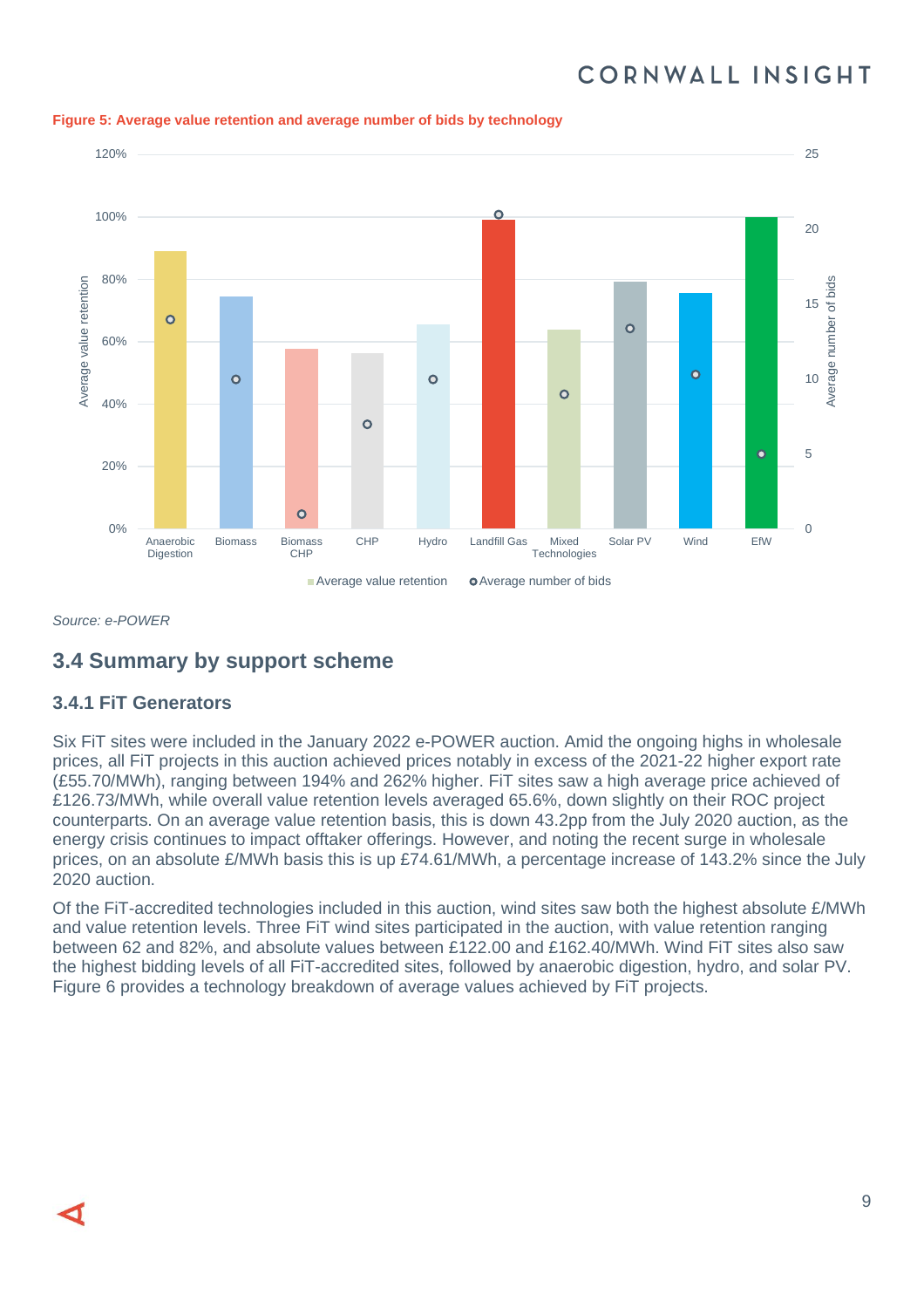**Figure 5: Average value retention and average number of bids by technology**

*Source: e-POWER*

## 3.4 Summary by support scheme

### 3.4.1 FiT Generators

Six FiT sites were included in the January 2022 e-POWER auction. Amid the ongoing highs in wholesale prices, all FiT projects in this auction achieved prices notably in excess of the 2021-22 higher export rate (£55.70/MWh), ranging between 194% and 262% higher. FiT sites saw a high average price achieved of £126.73/MWh, while overall value retention levels averaged 65.6%, down slightly on their ROC project counterparts. On an average value retention basis, this is down 43.2pp from the July 2020 auction, as the energy crisis continues to impact offtaker offerings. However, and noting the recent surge in wholesale prices, on an absolute £/MWh basis this is up £74.61/MWh, a percentage increase of 143.2% since the July 2020 auction.

Of the FiT-accredited technologies included in this auction, wind sites saw both the highest absolute £/MWh and value retention levels. Three FiT wind sites participated in the auction, with value retention ranging between 62 and 82%, and absolute values between £122.00 and £162.40/MWh. Wind FiT sites also saw the highest bidding levels of all FiT-accredited sites, followed by anaerobic digestion, hydro, and solar PV. Figure 6 provides a technology breakdown of average values achieved by FiT projects.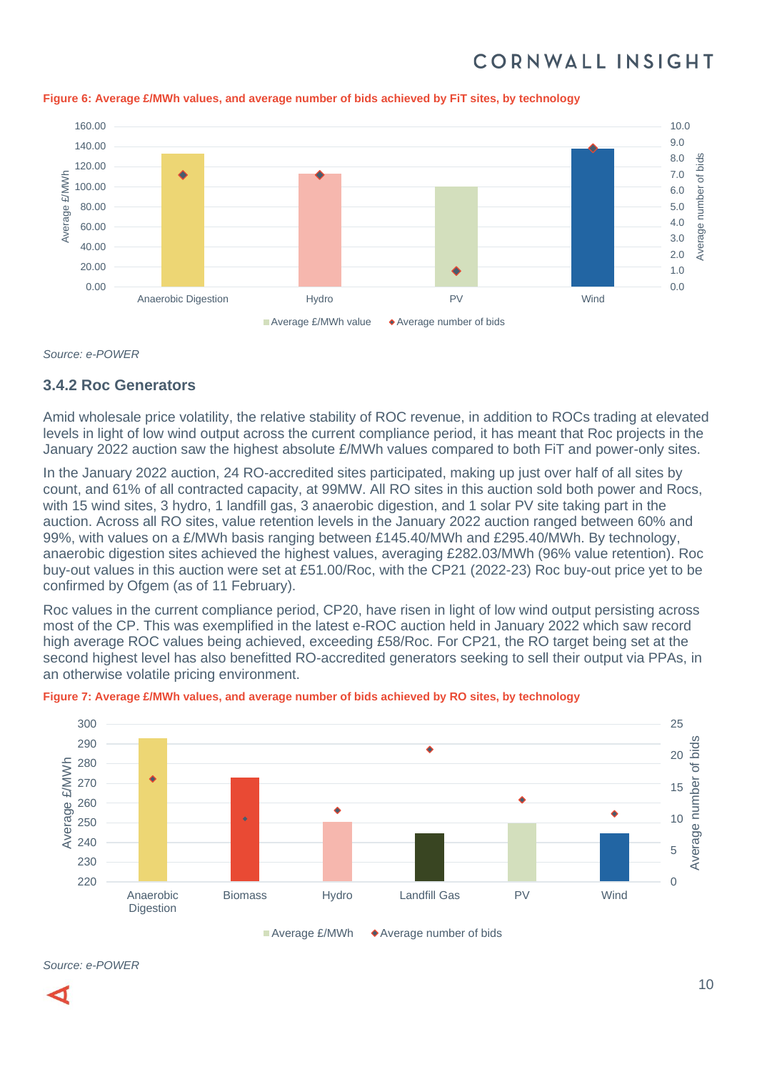**Figure 6: Average £/MWh values, and average number of bids achieved by FiT sites, by technology**

*Source: e-POWER*

### 3.4.2 Roc Generators

Amid wholesale price volatility, the relative stability of ROC revenue, in addition to ROCs trading at elevated levels in light of low wind output across the current compliance period, it has meant that Roc projects in the January 2022 auction saw the highest absolute £/MWh values compared to both FiT and power-only sites.

In the January 2022 auction, 24 RO-accredited sites participated, making up just over half of all sites by count, and 61% of all contracted capacity, at 99MW. All RO sites in this auction sold both power and Rocs, with 15 wind sites, 3 hydro, 1 landfill gas, 3 anaerobic digestion, and 1 solar PV site taking part in the auction. Across all RO sites, value retention levels in the January 2022 auction ranged between 60% and 99%, with values on a £/MWh basis ranging between £145.40/MWh and £295.40/MWh. By technology, anaerobic digestion sites achieved the highest values, averaging £282.03/MWh (96% value retention). Roc buy-out values in this auction were set at £51.00/Roc, with the CP21 (2022-23) Roc buy-out price yet to be confirmed by Ofgem (as of 11 February).

Roc values in the current compliance period, CP20, have risen in light of low wind output persisting across most of the CP. This was exemplified in the latest e-ROC auction held in January 2022 which saw record high average ROC values being achieved, exceeding £58/Roc. For CP21, the RO target being set at the second highest level has also benefitted RO-accredited generators seeking to sell their output via PPAs, in an otherwise volatile pricing environment.

**Figure 7: Average £/MWh values, and average number of bids achieved by RO sites, by technology**

*Source: e-POWER*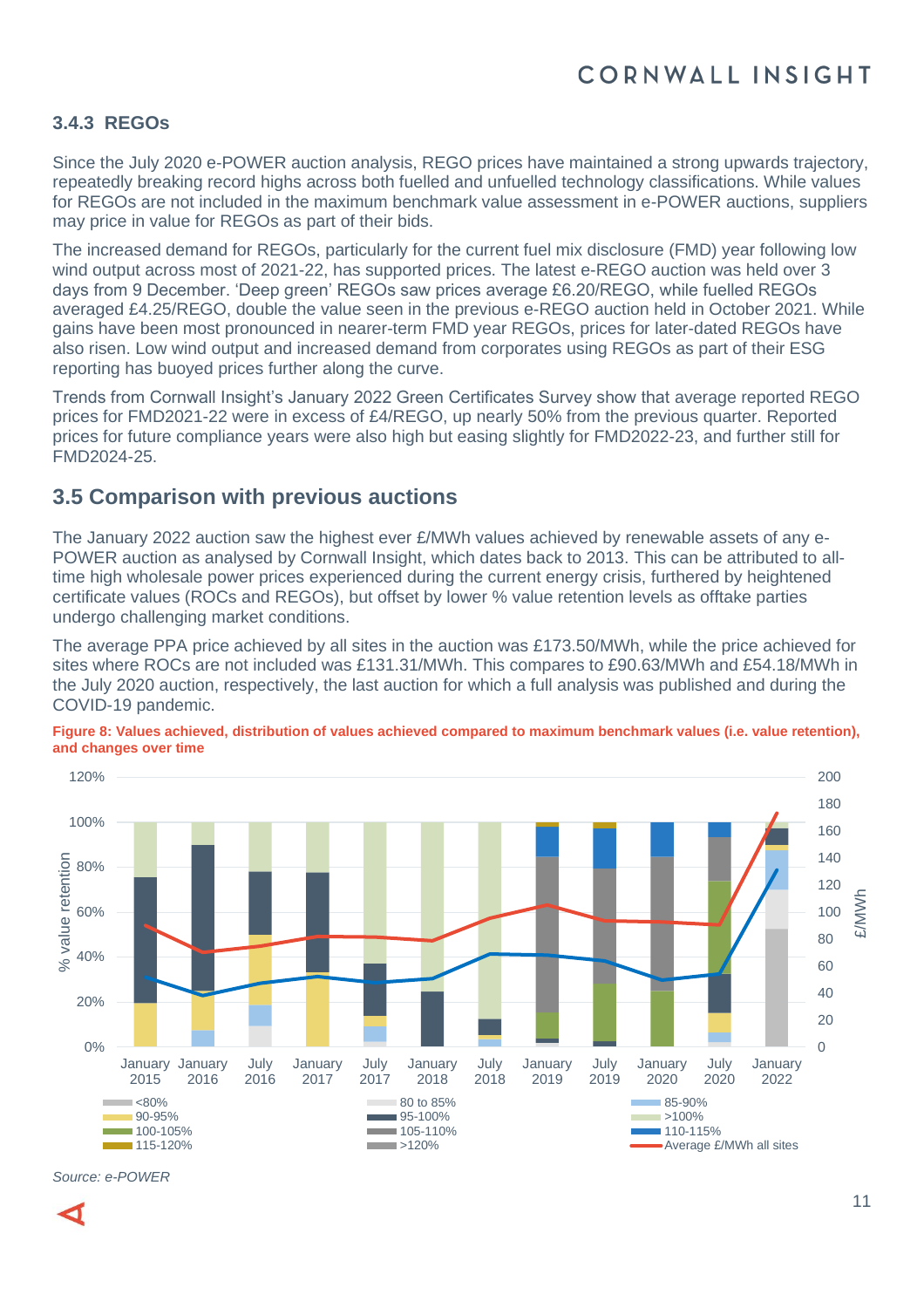### 3.4.3 REGOs

Since the July 2020 e-POWER auction analysis, REGO prices have maintained a strong upwards trajectory, repeatedly breaking record highs across both fuelled and unfuelled technology classifications. While values for REGOs are not included in the maximum benchmark value assessment in e-POWER auctions, suppliers may price in value for REGOs as part of their bids.

The increased demand for REGOs, particularly for the current fuel mix disclosure (FMD) year following low wind output across most of 2021-22, has supported prices. The latest e-REGO auction was held over 3 days from 9 December. 'Deep green' REGOs saw prices average £6.20/REGO, while fuelled REGOs averaged £4.25/REGO, double the value seen in the previous e-REGO auction held in October 2021. While gains have been most pronounced in nearer-term FMD year REGOs, prices for later-dated REGOs have also risen. Low wind output and increased demand from corporates using REGOs as part of their ESG reporting has buoyed prices further along the curve.

Trends from Cornwall Insight's January 2022 Green Certificates Survey show that average reported REGO prices for FMD2021-22 were in excess of £4/REGO, up nearly 50% from the previous quarter. Reported prices for future compliance years were also high but easing slightly for FMD2022-23, and further still for FMD2024-25.

## 3.5 Comparison with previous auctions

The January 2022 auction saw the highest ever £/MWh values achieved by renewable assets of any e-POWER auction as analysed by Cornwall Insight, which dates back to 2013. This can be attributed to all-time high wholesale power prices experienced during the current energy crisis, furthered by heightened certificate values (ROCs and REGOs), but offset by lower % value retention levels as offtake parties undergo challenging market conditions.

The average PPA price achieved by all sites in the auction was £173.50/MWh, while the price achieved for sites where ROCs are not included was £131.31/MWh. This compares to £90.63/MWh and £54.18/MWh in the July 2020 auction, respectively, the last auction for which a full analysis was published and during the COVID-19 pandemic.

**Figure 8: Values achieved, distribution of values achieved compared to maximum benchmark values (i.e. value retention), and changes over time**

*Source: e-POWER*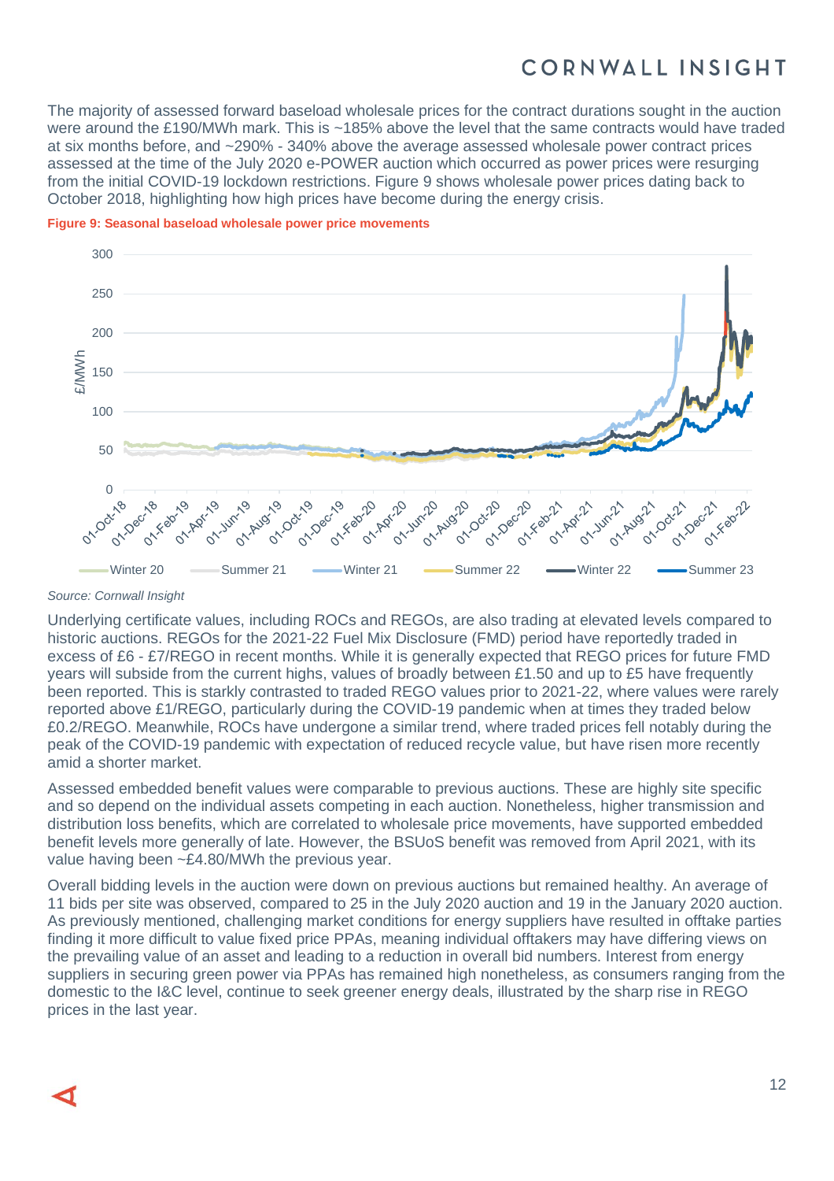The majority of assessed forward baseload wholesale prices for the contract durations sought in the auction were around the £190/MWh mark. This is ~185% above the level that the same contracts would have traded at six months before, and ~290% - 340% above the average assessed wholesale power contract prices assessed at the time of the July 2020 e-POWER auction which occurred as power prices were resurging from the initial COVID-19 lockdown restrictions. Figure 9 shows wholesale power prices dating back to October 2018, highlighting how high prices have become during the energy crisis.

**Figure 9: Seasonal baseload wholesale power price movements**

£/MWh

300
250
200
150
100
50
0

01-Oct-18, 01-Dec-18, 01-Feb-19, 01-Apr-19, 01-Jun-19, 01-Aug-19, 01-Oct-19, 01-Dec-19, 01-Feb-20, 01-Apr-20, 01-Jun-20, 01-Aug-20, 01-Oct-20, 01-Dec-20, 01-Feb-21, 01-Apr-21, 01-Jun-21, 01-Aug-21, 01-Oct-21, 01-Dec-21, 01-Feb-22

Winter 20, Summer 21, Winter 21, Summer 22, Winter 22, Summer 23

*Source: Cornwall Insight*

Underlying certificate values, including ROCs and REGOs, are also trading at elevated levels compared to historic auctions. REGOs for the 2021-22 Fuel Mix Disclosure (FMD) period have reportedly traded in excess of £6 - £7/REGO in recent months. While it is generally expected that REGO prices for future FMD years will subside from the current highs, values of broadly between £1.50 and up to £5 have frequently been reported. This is starkly contrasted to traded REGO values prior to 2021-22, where values were rarely reported above £1/REGO, particularly during the COVID-19 pandemic when at times they traded below £0.2/REGO. Meanwhile, ROCs have undergone a similar trend, where traded prices fell notably during the peak of the COVID-19 pandemic with expectation of reduced recycle value, but have risen more recently amid a shorter market.

Assessed embedded benefit values were comparable to previous auctions. These are highly site specific and so depend on the individual assets competing in each auction. Nonetheless, higher transmission and distribution loss benefits, which are correlated to wholesale price movements, have supported embedded benefit levels more generally of late. However, the BSUoS benefit was removed from April 2021, with its value having been ~£4.80/MWh the previous year.

Overall bidding levels in the auction were down on previous auctions but remained healthy. An average of 11 bids per site was observed, compared to 25 in the July 2020 auction and 19 in the January 2020 auction. As previously mentioned, challenging market conditions for energy suppliers have resulted in offtake parties finding it more difficult to value fixed price PPAs, meaning individual offtakers may have differing views on the prevailing value of an asset and leading to a reduction in overall bid numbers. Interest from energy suppliers in securing green power via PPAs has remained high nonetheless, as consumers ranging from the domestic to the I&C level, continue to seek greener energy deals, illustrated by the sharp rise in REGO prices in the last year.